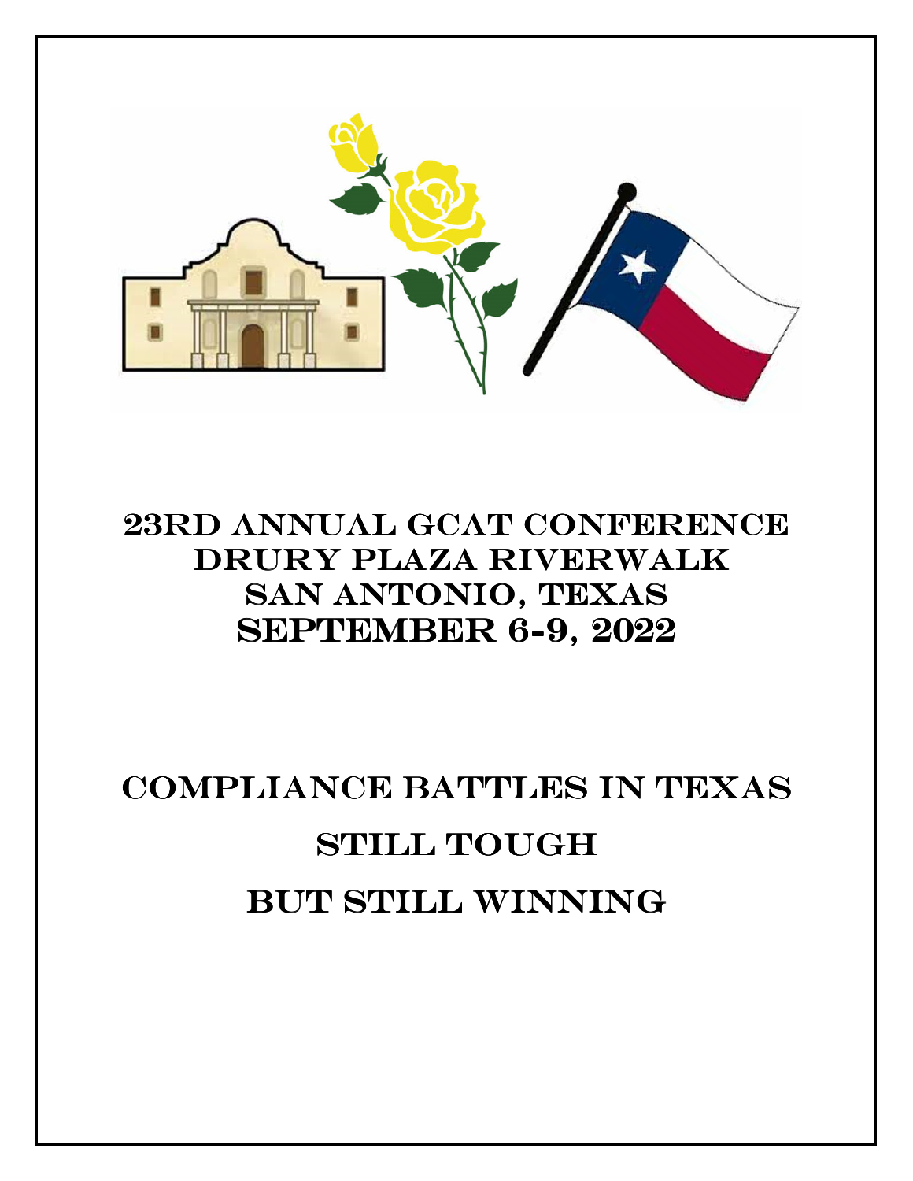# 23rd Annual GCAT Conference
# Drury Plaza Riverwalk
# San Antonio, Texas
# September 6-9, 2022

# Compliance Battles in Texas

# Still Tough

# But Still Winning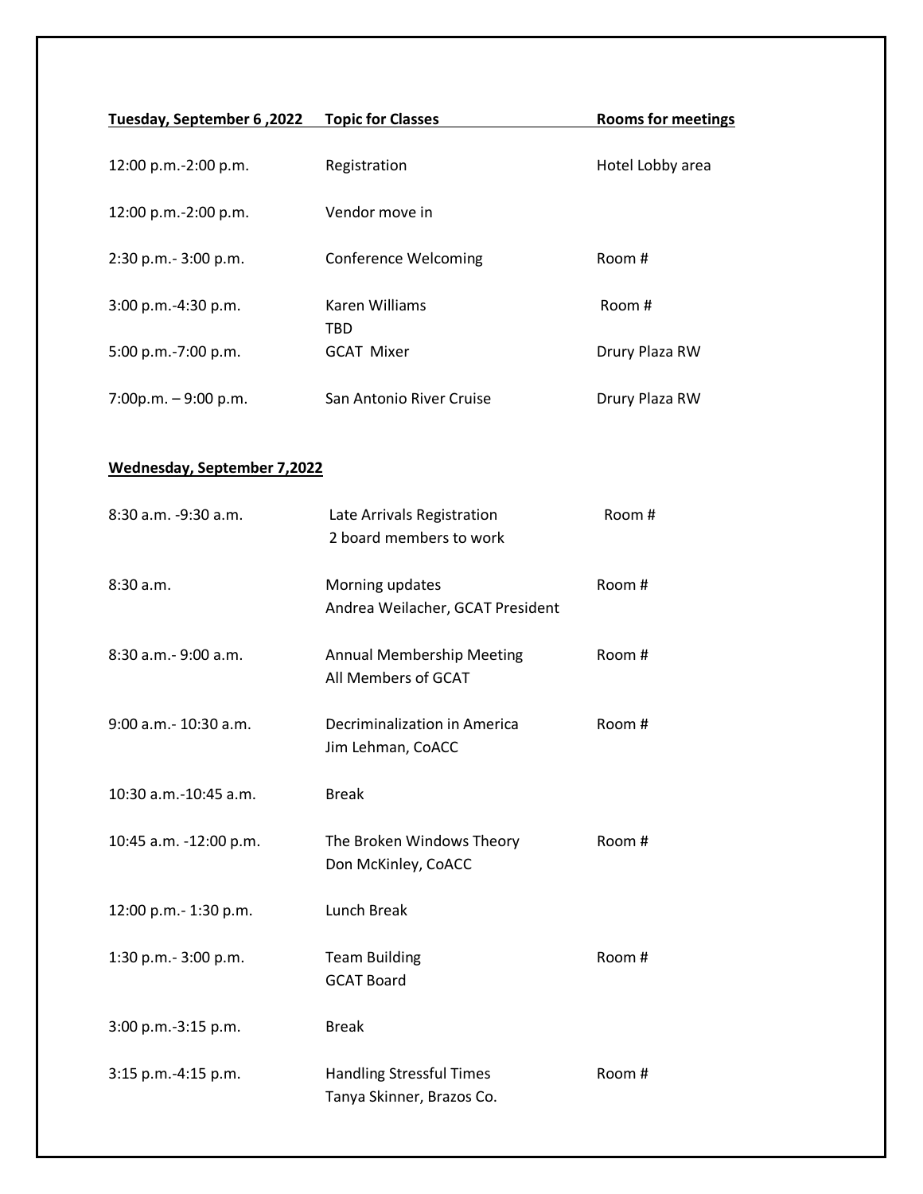| Tuesday, September 6 ,2022 | Topic for Classes | Rooms for meetings |
|---|---|---|
| 12:00 p.m.-2:00 p.m. | Registration | Hotel Lobby area |
| 12:00 p.m.-2:00 p.m. | Vendor move in | |
| 2:30 p.m.- 3:00 p.m. | Conference Welcoming | Room # |
| 3:00 p.m.-4:30 p.m. | Karen Williams<br>TBD | Room # |
| 5:00 p.m.-7:00 p.m. | GCAT Mixer | Drury Plaza RW |
| 7:00p.m. – 9:00 p.m. | San Antonio River Cruise | Drury Plaza RW |

| Wednesday, September 7,2022 | | |
|---|---|---|
| 8:30 a.m. -9:30 a.m. | Late Arrivals Registration<br>2 board members to work | Room # |
| 8:30 a.m. | Morning updates<br>Andrea Weilacher, GCAT President | Room # |
| 8:30 a.m.- 9:00 a.m. | Annual Membership Meeting<br>All Members of GCAT | Room # |
| 9:00 a.m.- 10:30 a.m. | Decriminalization in America<br>Jim Lehman, CoACC | Room # |
| 10:30 a.m.-10:45 a.m. | Break | |
| 10:45 a.m. -12:00 p.m. | The Broken Windows Theory<br>Don McKinley, CoACC | Room # |
| 12:00 p.m.- 1:30 p.m. | Lunch Break | |
| 1:30 p.m.- 3:00 p.m. | Team Building<br>GCAT Board | Room # |
| 3:00 p.m.-3:15 p.m. | Break | |
| 3:15 p.m.-4:15 p.m. | Handling Stressful Times<br>Tanya Skinner, Brazos Co. | Room # |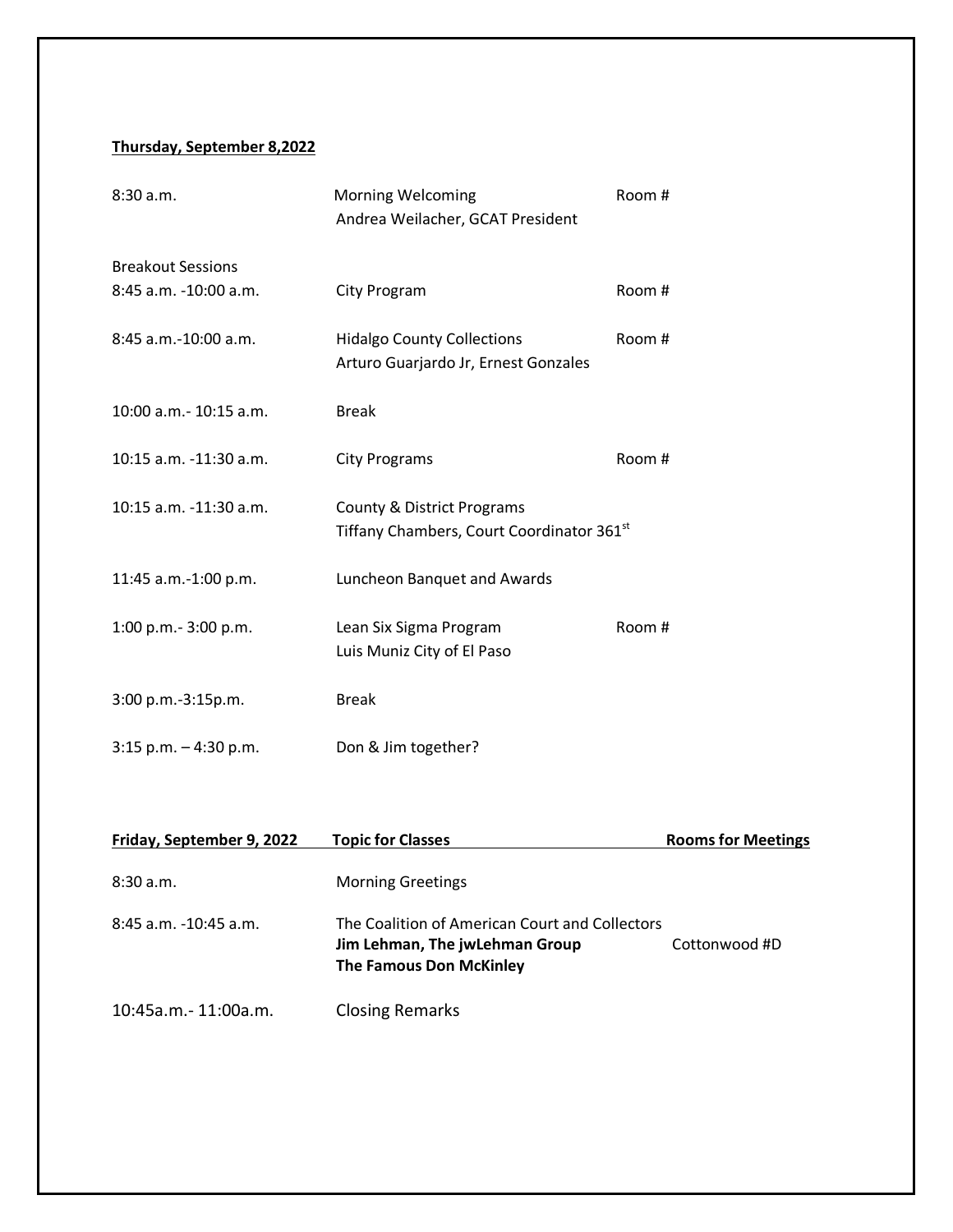**Thursday, September 8,2022**

| | | |
|---|---|---|
| 8:30 a.m. | Morning Welcoming<br>Andrea Weilacher, GCAT President | Room # |
| Breakout Sessions<br>8:45 a.m. -10:00 a.m. | City Program | Room # |
| 8:45 a.m.-10:00 a.m. | Hidalgo County Collections<br>Arturo Guarjardo Jr, Ernest Gonzales | Room # |
| 10:00 a.m.- 10:15 a.m. | Break | |
| 10:15 a.m. -11:30 a.m. | City Programs | Room # |
| 10:15 a.m. -11:30 a.m. | County & District Programs<br>Tiffany Chambers, Court Coordinator 361st | |
| 11:45 a.m.-1:00 p.m. | Luncheon Banquet and Awards | |
| 1:00 p.m.- 3:00 p.m. | Lean Six Sigma Program<br>Luis Muniz City of El Paso | Room # |
| 3:00 p.m.-3:15p.m. | Break | |
| 3:15 p.m. – 4:30 p.m. | Don & Jim together? | |

| **Friday, September 9, 2022** | **Topic for Classes** | **Rooms for Meetings** |
|---|---|---|
| 8:30 a.m. | Morning Greetings | |
| 8:45 a.m. -10:45 a.m. | The Coalition of American Court and Collectors<br>**Jim Lehman, The jwLehman Group**<br>**The Famous Don McKinley** | Cottonwood #D |
| 10:45a.m.- 11:00a.m. | Closing Remarks | |